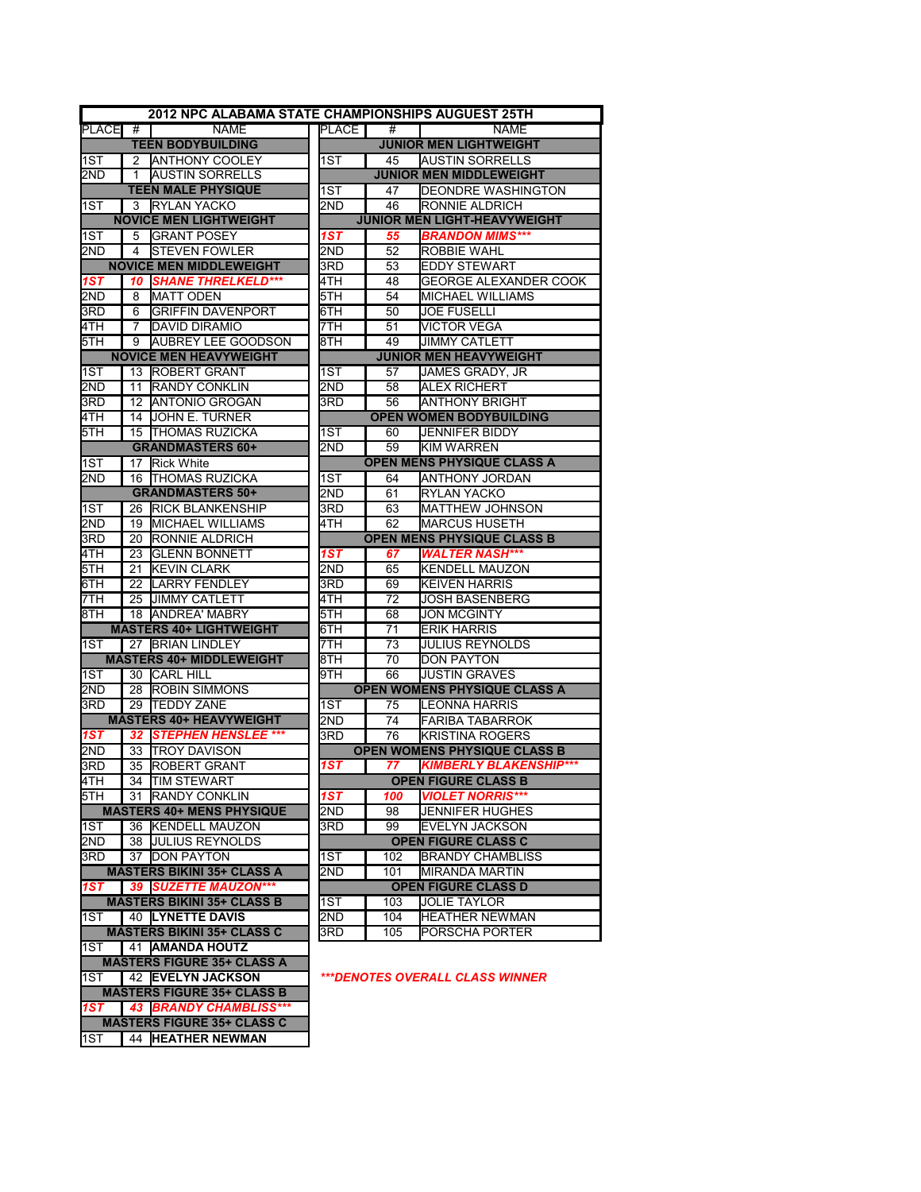## 2012 NPC ALABAMA STATE CHAMPIONSHIPS AUGUST 25TH

| PLACE | # | NAME |
|---|---|---|
| **TEEN BODYBUILDING** | | |
| 1ST | 2 | ANTHONY COOLEY |
| 2ND | 1 | AUSTIN SORRELLS |
| **TEEN MALE PHYSIQUE** | | |
| 1ST | 3 | RYLAN YACKO |
| **NOVICE MEN LIGHTWEIGHT** | | |
| 1ST | 5 | GRANT POSEY |
| 2ND | 4 | STEVEN FOWLER |
| **NOVICE MEN MIDDLEWEIGHT** | | |
| ***1ST*** | ***10*** | ***SHANE THRELKELD**** |
| 2ND | 8 | MATT ODEN |
| 3RD | 6 | GRIFFIN DAVENPORT |
| 4TH | 7 | DAVID DIRAMIO |
| 5TH | 9 | AUBREY LEE GOODSON |
| **NOVICE MEN HEAVYWEIGHT** | | |
| 1ST | 13 | ROBERT GRANT |
| 2ND | 11 | RANDY CONKLIN |
| 3RD | 12 | ANTONIO GROGAN |
| 4TH | 14 | JOHN E. TURNER |
| 5TH | 15 | THOMAS RUZICKA |
| **GRANDMASTERS 60+** | | |
| 1ST | 17 | Rick White |
| 2ND | 16 | THOMAS RUZICKA |
| **GRANDMASTERS 50+** | | |
| 1ST | 26 | RICK BLANKENSHIP |
| 2ND | 19 | MICHAEL WILLIAMS |
| 3RD | 20 | RONNIE ALDRICH |
| 4TH | 23 | GLENN BONNETT |
| 5TH | 21 | KEVIN CLARK |
| 6TH | 22 | LARRY FENDLEY |
| 7TH | 25 | JIMMY CATLETT |
| 8TH | 18 | ANDREA' MABRY |
| **MASTERS 40+ LIGHTWEIGHT** | | |
| 1ST | 27 | BRIAN LINDLEY |
| **MASTERS 40+ MIDDLEWEIGHT** | | |
| 1ST | 30 | CARL HILL |
| 2ND | 28 | ROBIN SIMMONS |
| 3RD | 29 | TEDDY ZANE |
| **MASTERS 40+ HEAVYWEIGHT** | | |
| ***1ST*** | ***32*** | ***STEPHEN HENSLEE ***** |
| 2ND | 33 | TROY DAVISON |
| 3RD | 35 | ROBERT GRANT |
| 4TH | 34 | TIM STEWART |
| 5TH | 31 | RANDY CONKLIN |
| **MASTERS 40+ MENS PHYSIQUE** | | |
| 1ST | 36 | KENDELL MAUZON |
| 2ND | 38 | JULIUS REYNOLDS |
| 3RD | 37 | DON PAYTON |
| **MASTERS BIKINI 35+ CLASS A** | | |
| ***1ST*** | ***39*** | ***SUZETTE MAUZON**** |
| **MASTERS BIKINI 35+ CLASS B** | | |
| 1ST | 40 | **LYNETTE DAVIS** |
| **MASTERS BIKINI 35+ CLASS C** | | |
| 1ST | 41 | **AMANDA HOUTZ** |
| **MASTERS FIGURE 35+ CLASS A** | | |
| 1ST | 42 | **EVELYN JACKSON** |
| **MASTERS FIGURE 35+ CLASS B** | | |
| ***1ST*** | ***43*** | ***BRANDY CHAMBLISS**** |
| **MASTERS FIGURE 35+ CLASS C** | | |
| 1ST | 44 | **HEATHER NEWMAN** |

| PLACE | # | NAME |
|---|---|---|
| **JUNIOR MEN LIGHTWEIGHT** | | |
| 1ST | 45 | AUSTIN SORRELLS |
| **JUNIOR MEN MIDDLEWEIGHT** | | |
| 1ST | 47 | DEONDRE WASHINGTON |
| 2ND | 46 | RONNIE ALDRICH |
| **JUNIOR MEN LIGHT-HEAVYWEIGHT** | | |
| ***1ST*** | ***55*** | ***BRANDON MIMS**** |
| 2ND | 52 | ROBBIE WAHL |
| 3RD | 53 | EDDY STEWART |
| 4TH | 48 | GEORGE ALEXANDER COOK |
| 5TH | 54 | MICHAEL WILLIAMS |
| 6TH | 50 | JOE FUSELLI |
| 7TH | 51 | VICTOR VEGA |
| 8TH | 49 | JIMMY CATLETT |
| **JUNIOR MEN HEAVYWEIGHT** | | |
| 1ST | 57 | JAMES GRADY, JR |
| 2ND | 58 | ALEX RICHERT |
| 3RD | 56 | ANTHONY BRIGHT |
| **OPEN WOMEN BODYBUILDING** | | |
| 1ST | 60 | JENNIFER BIDDY |
| 2ND | 59 | KIM WARREN |
| **OPEN MENS PHYSIQUE CLASS A** | | |
| 1ST | 64 | ANTHONY JORDAN |
| 2ND | 61 | RYLAN YACKO |
| 3RD | 63 | MATTHEW JOHNSON |
| 4TH | 62 | MARCUS HUSETH |
| **OPEN MENS PHYSIQUE CLASS B** | | |
| ***1ST*** | ***67*** | ***WALTER NASH**** |
| 2ND | 65 | KENDELL MAUZON |
| 3RD | 69 | KEIVEN HARRIS |
| 4TH | 72 | JOSH BASENBERG |
| 5TH | 68 | JON MCGINTY |
| 6TH | 71 | ERIK HARRIS |
| 7TH | 73 | JULIUS REYNOLDS |
| 8TH | 70 | DON PAYTON |
| 9TH | 66 | JUSTIN GRAVES |
| **OPEN WOMENS PHYSIQUE CLASS A** | | |
| 1ST | 75 | LEONNA HARRIS |
| 2ND | 74 | FARIBA TABARROK |
| 3RD | 76 | KRISTINA ROGERS |
| **OPEN WOMENS PHYSIQUE CLASS B** | | |
| ***1ST*** | ***77*** | ***KIMBERLY BLAKENSHIP**** |
| **OPEN FIGURE CLASS B** | | |
| ***1ST*** | ***100*** | ***VIOLET NORRIS**** |
| 2ND | 98 | JENNIFER HUGHES |
| 3RD | 99 | EVELYN JACKSON |
| **OPEN FIGURE CLASS C** | | |
| 1ST | 102 | BRANDY CHAMBLISS |
| 2ND | 101 | MIRANDA MARTIN |
| **OPEN FIGURE CLASS D** | | |
| 1ST | 103 | JOLIE TAYLOR |
| 2ND | 104 | HEATHER NEWMAN |
| 3RD | 105 | PORSCHA PORTER |

****DENOTES OVERALL CLASS WINNER***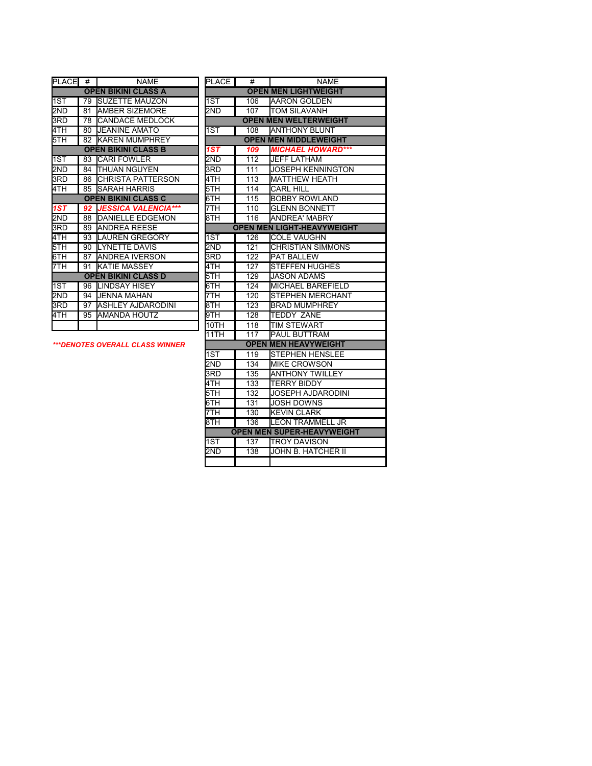| PLACE | # | NAME |
|---|---|---|
| **OPEN BIKINI CLASS A** | | |
| 1ST | 79 | SUZETTE MAUZON |
| 2ND | 81 | AMBER SIZEMORE |
| 3RD | 78 | CANDACE MEDLOCK |
| 4TH | 80 | JEANINE AMATO |
| 5TH | 82 | KAREN MUMPHREY |
| **OPEN BIKINI CLASS B** | | |
| 1ST | 83 | CARI FOWLER |
| 2ND | 84 | THUAN NGUYEN |
| 3RD | 86 | CHRISTA PATTERSON |
| 4TH | 85 | SARAH HARRIS |
| **OPEN BIKINI CLASS C** | | |
| ***1ST*** | ***92*** | ***JESSICA VALENCIA**** |
| 2ND | 88 | DANIELLE EDGEMON |
| 3RD | 89 | ANDREA REESE |
| 4TH | 93 | LAUREN GREGORY |
| 5TH | 90 | LYNETTE DAVIS |
| 6TH | 87 | ANDREA IVERSON |
| 7TH | 91 | KATIE MASSEY |
| **OPEN BIKINI CLASS D** | | |
| 1ST | 96 | LINDSAY HISEY |
| 2ND | 94 | JENNA MAHAN |
| 3RD | 97 | ASHLEY AJDARODINI |
| 4TH | 95 | AMANDA HOUTZ |

****DENOTES OVERALL CLASS WINNER*

| PLACE | # | NAME |
|---|---|---|
| **OPEN MEN LIGHTWEIGHT** | | |
| 1ST | 106 | AARON GOLDEN |
| 2ND | 107 | TOM SILAVANH |
| **OPEN MEN WELTERWEIGHT** | | |
| 1ST | 108 | ANTHONY BLUNT |
| **OPEN MEN MIDDLEWEIGHT** | | |
| ***1ST*** | ***109*** | ***MICHAEL HOWARD**** |
| 2ND | 112 | JEFF LATHAM |
| 3RD | 111 | JOSEPH KENNINGTON |
| 4TH | 113 | MATTHEW HEATH |
| 5TH | 114 | CARL HILL |
| 6TH | 115 | BOBBY ROWLAND |
| 7TH | 110 | GLENN BONNETT |
| 8TH | 116 | ANDREA' MABRY |
| **OPEN MEN LIGHT-HEAVYWEIGHT** | | |
| 1ST | 126 | COLE VAUGHN |
| 2ND | 121 | CHRISTIAN SIMMONS |
| 3RD | 122 | PAT BALLEW |
| 4TH | 127 | STEFFEN HUGHES |
| 5TH | 129 | JASON ADAMS |
| 6TH | 124 | MICHAEL BAREFIELD |
| 7TH | 120 | STEPHEN MERCHANT |
| 8TH | 123 | BRAD MUMPHREY |
| 9TH | 128 | TEDDY ZANE |
| 10TH | 118 | TIM STEWART |
| 11TH | 117 | PAUL BUTTRAM |
| **OPEN MEN HEAVYWEIGHT** | | |
| 1ST | 119 | STEPHEN HENSLEE |
| 2ND | 134 | MIKE CROWSON |
| 3RD | 135 | ANTHONY TWILLEY |
| 4TH | 133 | TERRY BIDDY |
| 5TH | 132 | JOSEPH AJDARODINI |
| 6TH | 131 | JOSH DOWNS |
| 7TH | 130 | KEVIN CLARK |
| 8TH | 136 | LEON TRAMMELL JR |
| **OPEN MEN SUPER-HEAVYWEIGHT** | | |
| 1ST | 137 | TROY DAVISON |
| 2ND | 138 | JOHN B. HATCHER II |